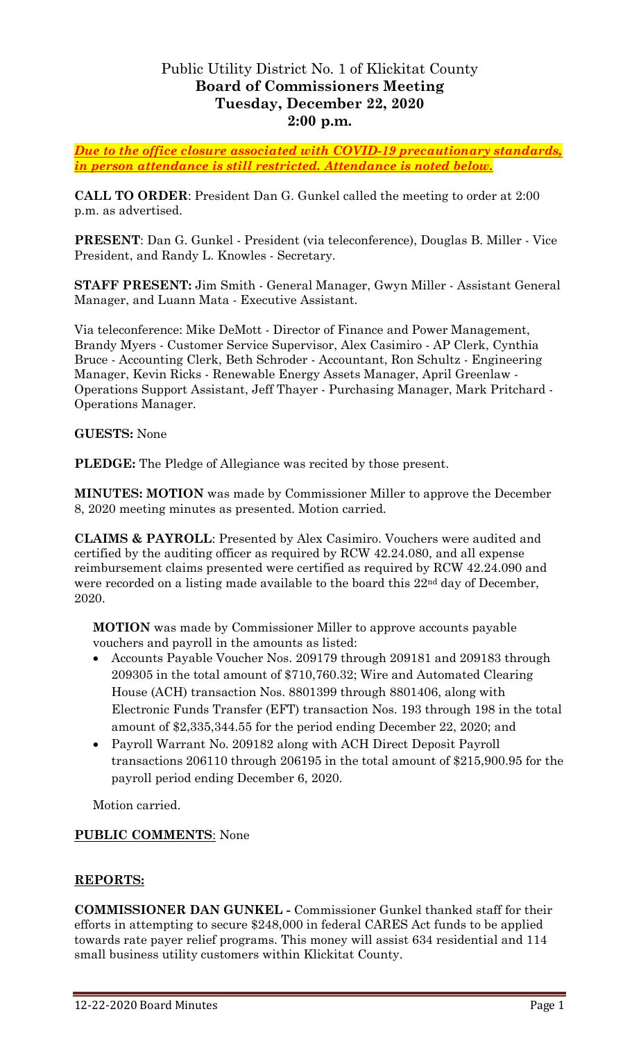# Public Utility District No. 1 of Klickitat County
## Board of Commissioners Meeting
## Tuesday, December 22, 2020
## 2:00 p.m.

***Due to the office closure associated with COVID-19 precautionary standards, in person attendance is still restricted. Attendance is noted below.***

**CALL TO ORDER**: President Dan G. Gunkel called the meeting to order at 2:00 p.m. as advertised.

**PRESENT**: Dan G. Gunkel - President (via teleconference), Douglas B. Miller - Vice President, and Randy L. Knowles - Secretary.

**STAFF PRESENT:** Jim Smith - General Manager, Gwyn Miller - Assistant General Manager, and Luann Mata - Executive Assistant.

Via teleconference: Mike DeMott - Director of Finance and Power Management, Brandy Myers - Customer Service Supervisor, Alex Casimiro - AP Clerk, Cynthia Bruce - Accounting Clerk, Beth Schroder - Accountant, Ron Schultz - Engineering Manager, Kevin Ricks - Renewable Energy Assets Manager, April Greenlaw - Operations Support Assistant, Jeff Thayer - Purchasing Manager, Mark Pritchard - Operations Manager.

**GUESTS:** None

**PLEDGE:** The Pledge of Allegiance was recited by those present.

**MINUTES: MOTION** was made by Commissioner Miller to approve the December 8, 2020 meeting minutes as presented. Motion carried.

**CLAIMS & PAYROLL**: Presented by Alex Casimiro. Vouchers were audited and certified by the auditing officer as required by RCW 42.24.080, and all expense reimbursement claims presented were certified as required by RCW 42.24.090 and were recorded on a listing made available to the board this 22nd day of December, 2020.

**MOTION** was made by Commissioner Miller to approve accounts payable vouchers and payroll in the amounts as listed:

- Accounts Payable Voucher Nos. 209179 through 209181 and 209183 through 209305 in the total amount of $710,760.32; Wire and Automated Clearing House (ACH) transaction Nos. 8801399 through 8801406, along with Electronic Funds Transfer (EFT) transaction Nos. 193 through 198 in the total amount of $2,335,344.55 for the period ending December 22, 2020; and
- Payroll Warrant No. 209182 along with ACH Direct Deposit Payroll transactions 206110 through 206195 in the total amount of $215,900.95 for the payroll period ending December 6, 2020.

Motion carried.

**PUBLIC COMMENTS**: None

**REPORTS:**

**COMMISSIONER DAN GUNKEL -** Commissioner Gunkel thanked staff for their efforts in attempting to secure $248,000 in federal CARES Act funds to be applied towards rate payer relief programs. This money will assist 634 residential and 114 small business utility customers within Klickitat County.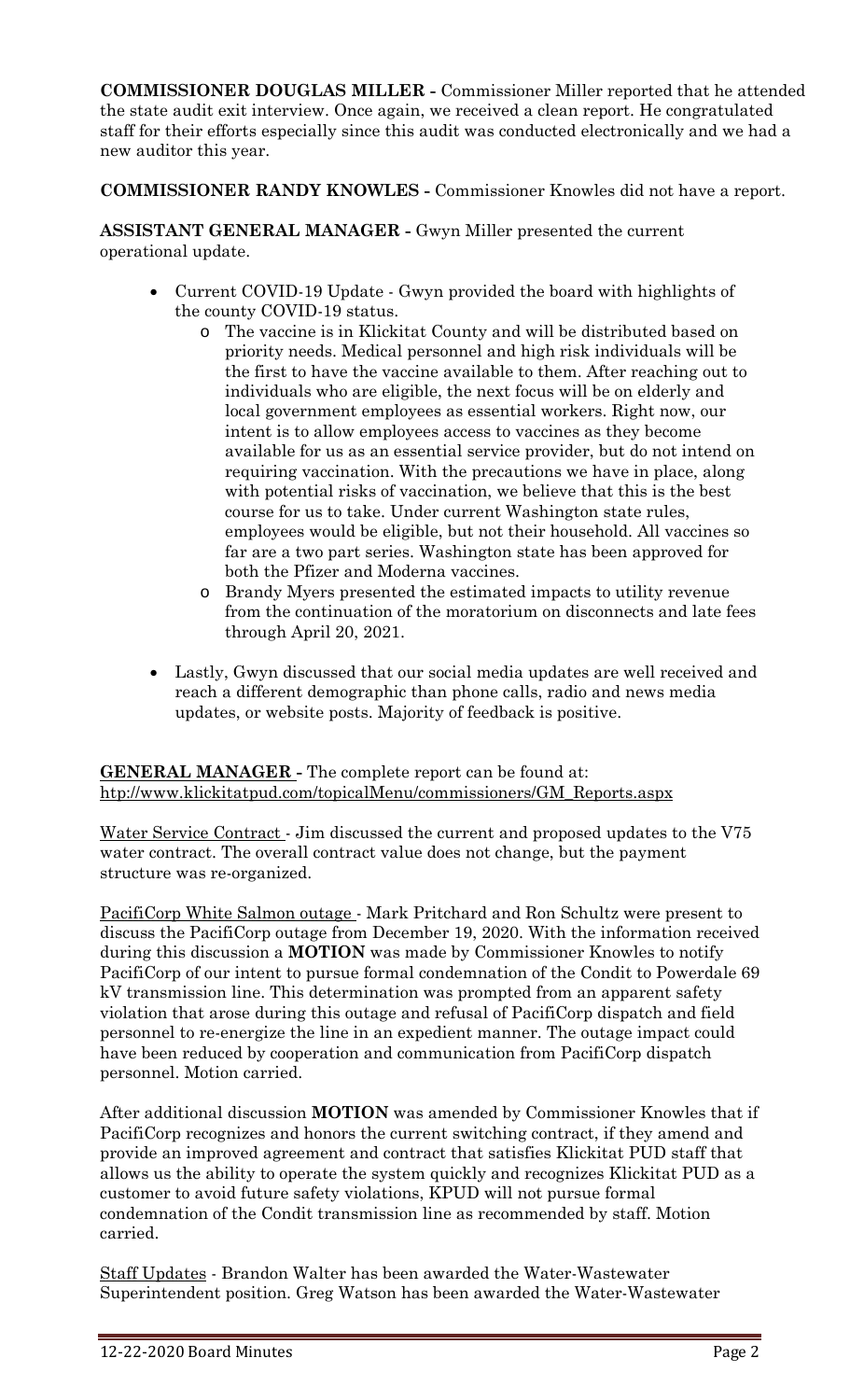**COMMISSIONER DOUGLAS MILLER -** Commissioner Miller reported that he attended the state audit exit interview. Once again, we received a clean report. He congratulated staff for their efforts especially since this audit was conducted electronically and we had a new auditor this year.

**COMMISSIONER RANDY KNOWLES -** Commissioner Knowles did not have a report.

**ASSISTANT GENERAL MANAGER -** Gwyn Miller presented the current operational update.

- Current COVID-19 Update - Gwyn provided the board with highlights of the county COVID-19 status.
  - The vaccine is in Klickitat County and will be distributed based on priority needs. Medical personnel and high risk individuals will be the first to have the vaccine available to them. After reaching out to individuals who are eligible, the next focus will be on elderly and local government employees as essential workers. Right now, our intent is to allow employees access to vaccines as they become available for us as an essential service provider, but do not intend on requiring vaccination. With the precautions we have in place, along with potential risks of vaccination, we believe that this is the best course for us to take. Under current Washington state rules, employees would be eligible, but not their household. All vaccines so far are a two part series. Washington state has been approved for both the Pfizer and Moderna vaccines.
  - Brandy Myers presented the estimated impacts to utility revenue from the continuation of the moratorium on disconnects and late fees through April 20, 2021.

- Lastly, Gwyn discussed that our social media updates are well received and reach a different demographic than phone calls, radio and news media updates, or website posts. Majority of feedback is positive.

**GENERAL MANAGER -** The complete report can be found at: htp://www.klickitatpud.com/topicalMenu/commissioners/GM_Reports.aspx

Water Service Contract - Jim discussed the current and proposed updates to the V75 water contract. The overall contract value does not change, but the payment structure was re-organized.

PacifiCorp White Salmon outage - Mark Pritchard and Ron Schultz were present to discuss the PacifiCorp outage from December 19, 2020. With the information received during this discussion a **MOTION** was made by Commissioner Knowles to notify PacifiCorp of our intent to pursue formal condemnation of the Condit to Powerdale 69 kV transmission line. This determination was prompted from an apparent safety violation that arose during this outage and refusal of PacifiCorp dispatch and field personnel to re-energize the line in an expedient manner. The outage impact could have been reduced by cooperation and communication from PacifiCorp dispatch personnel. Motion carried.

After additional discussion **MOTION** was amended by Commissioner Knowles that if PacifiCorp recognizes and honors the current switching contract, if they amend and provide an improved agreement and contract that satisfies Klickitat PUD staff that allows us the ability to operate the system quickly and recognizes Klickitat PUD as a customer to avoid future safety violations, KPUD will not pursue formal condemnation of the Condit transmission line as recommended by staff. Motion carried.

Staff Updates - Brandon Walter has been awarded the Water-Wastewater Superintendent position. Greg Watson has been awarded the Water-Wastewater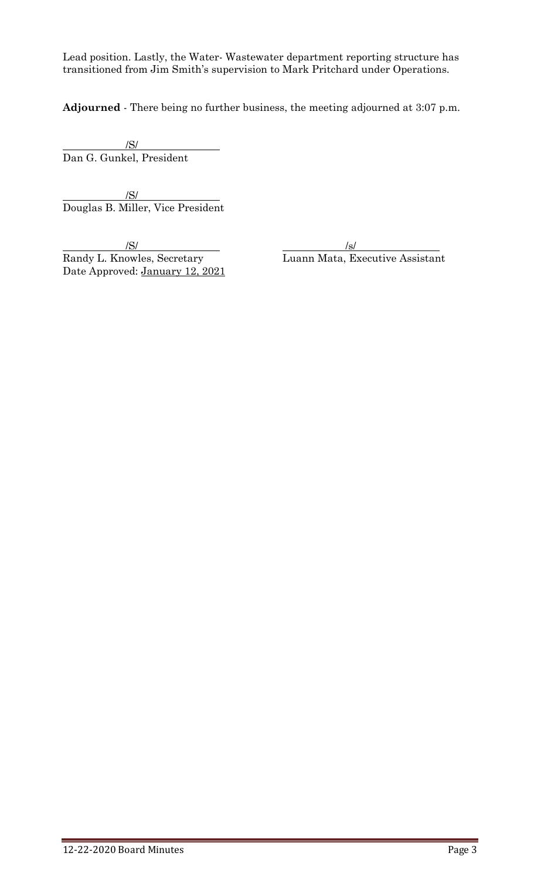Lead position. Lastly, the Water- Wastewater department reporting structure has transitioned from Jim Smith's supervision to Mark Pritchard under Operations.

**Adjourned** - There being no further business, the meeting adjourned at 3:07 p.m.

/S/
Dan G. Gunkel, President

/S/
Douglas B. Miller, Vice President

/S/
Randy L. Knowles, Secretary
Date Approved: January 12, 2021

/s/
Luann Mata, Executive Assistant